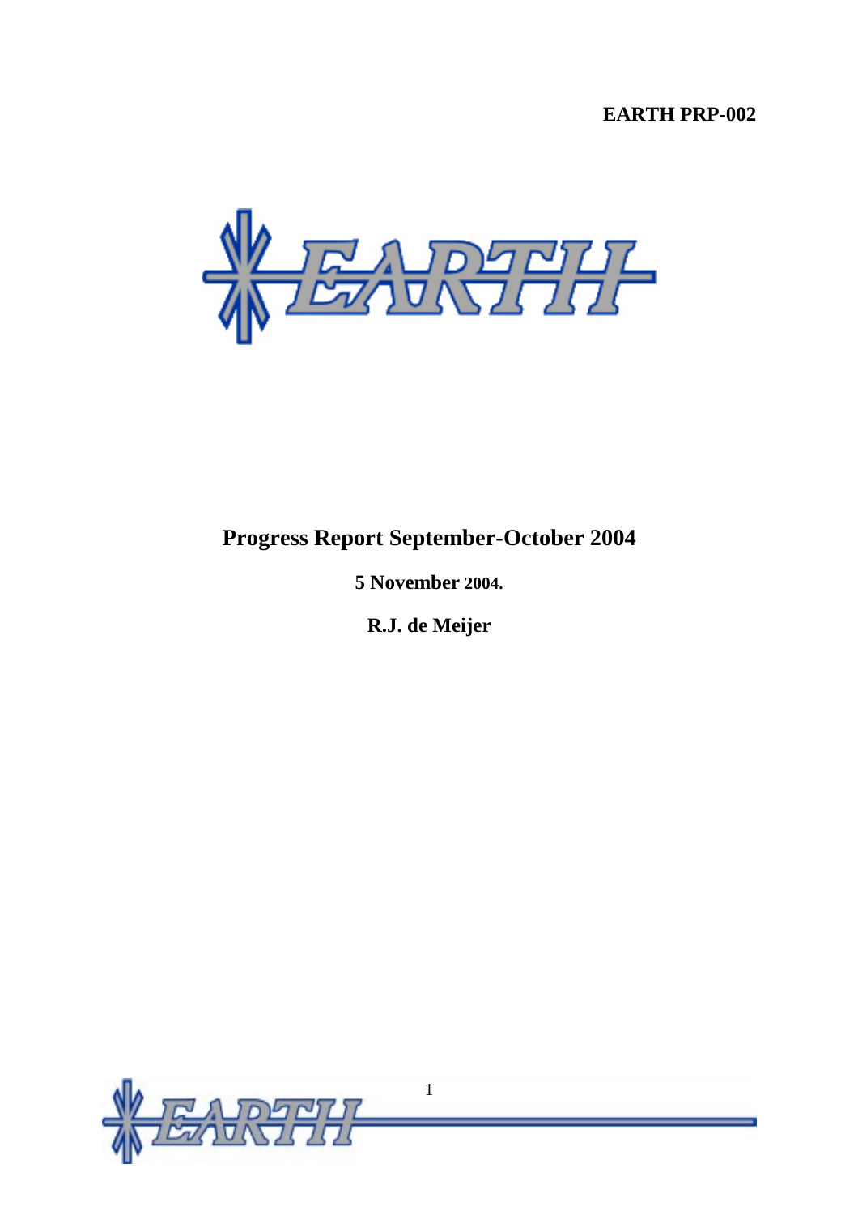**EARTH PRP-002**

# Progress Report September-October 2004

**5 November 2004.**

**R.J. de Meijer**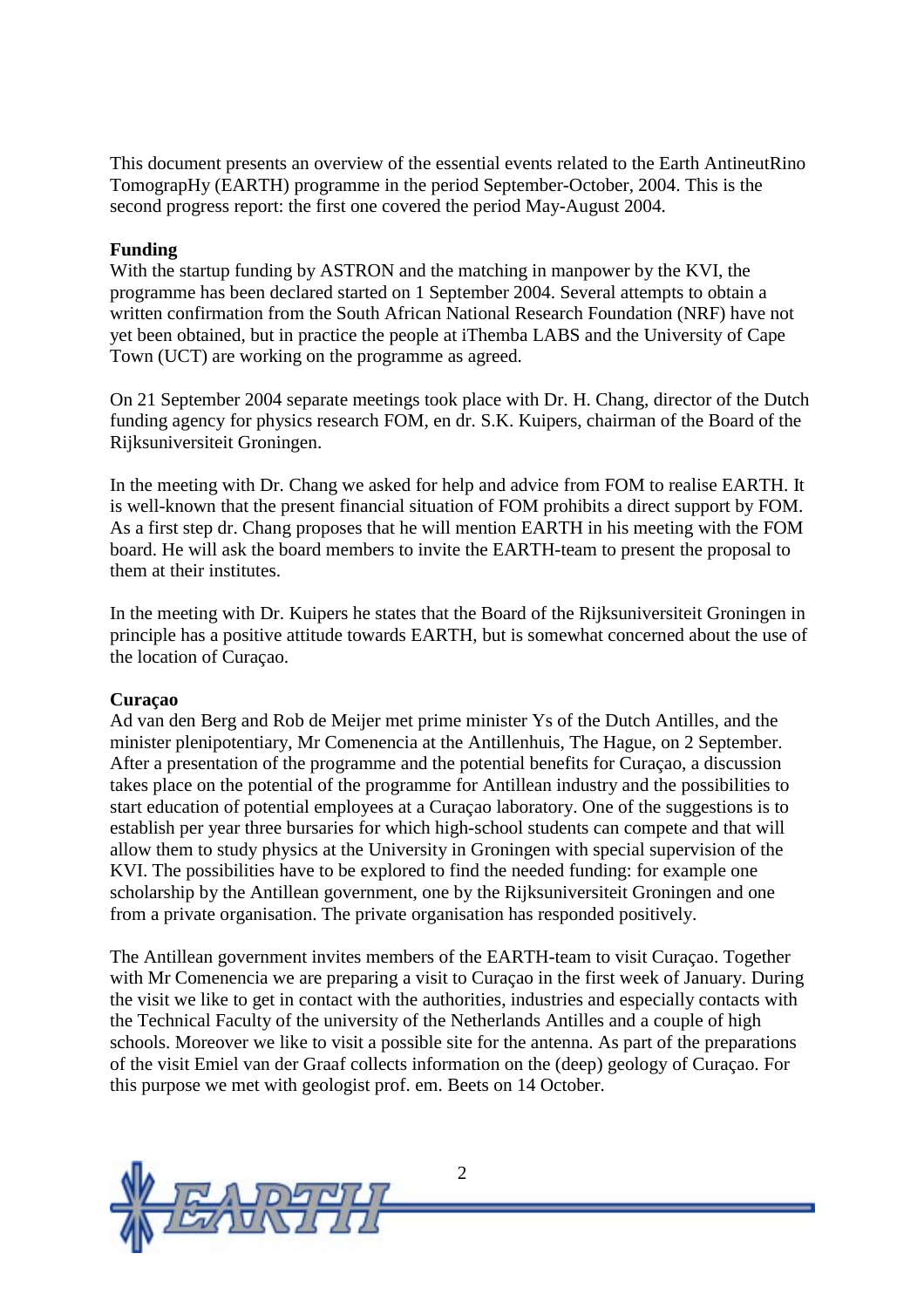This document presents an overview of the essential events related to the Earth AntineutRino TomograpHy (EARTH) programme in the period September-October, 2004. This is the second progress report: the first one covered the period May-August 2004.

**Funding**

With the startup funding by ASTRON and the matching in manpower by the KVI, the programme has been declared started on 1 September 2004. Several attempts to obtain a written confirmation from the South African National Research Foundation (NRF) have not yet been obtained, but in practice the people at iThemba LABS and the University of Cape Town (UCT) are working on the programme as agreed.

On 21 September 2004 separate meetings took place with Dr. H. Chang, director of the Dutch funding agency for physics research FOM, en dr. S.K. Kuipers, chairman of the Board of the Rijksuniversiteit Groningen.

In the meeting with Dr. Chang we asked for help and advice from FOM to realise EARTH. It is well-known that the present financial situation of FOM prohibits a direct support by FOM. As a first step dr. Chang proposes that he will mention EARTH in his meeting with the FOM board. He will ask the board members to invite the EARTH-team to present the proposal to them at their institutes.

In the meeting with Dr. Kuipers he states that the Board of the Rijksuniversiteit Groningen in principle has a positive attitude towards EARTH, but is somewhat concerned about the use of the location of Curaçao.

**Curaçao**

Ad van den Berg and Rob de Meijer met prime minister Ys of the Dutch Antilles, and the minister plenipotentiary, Mr Comenencia at the Antillenhuis, The Hague, on 2 September. After a presentation of the programme and the potential benefits for Curaçao, a discussion takes place on the potential of the programme for Antillean industry and the possibilities to start education of potential employees at a Curaçao laboratory. One of the suggestions is to establish per year three bursaries for which high-school students can compete and that will allow them to study physics at the University in Groningen with special supervision of the KVI. The possibilities have to be explored to find the needed funding: for example one scholarship by the Antillean government, one by the Rijksuniversiteit Groningen and one from a private organisation. The private organisation has responded positively.

The Antillean government invites members of the EARTH-team to visit Curaçao. Together with Mr Comenencia we are preparing a visit to Curaçao in the first week of January. During the visit we like to get in contact with the authorities, industries and especially contacts with the Technical Faculty of the university of the Netherlands Antilles and a couple of high schools. Moreover we like to visit a possible site for the antenna. As part of the preparations of the visit Emiel van der Graaf collects information on the (deep) geology of Curaçao. For this purpose we met with geologist prof. em. Beets on 14 October.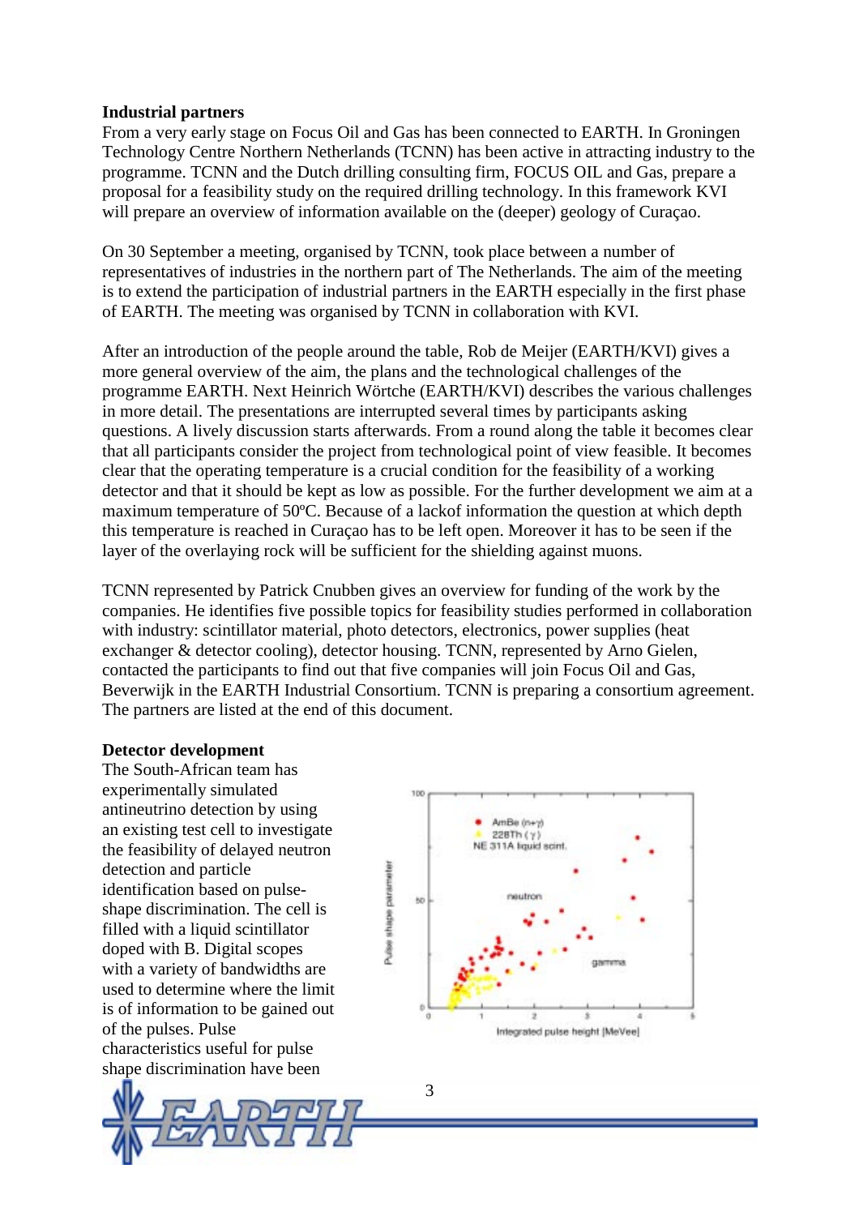**Industrial partners**

From a very early stage on Focus Oil and Gas has been connected to EARTH. In Groningen Technology Centre Northern Netherlands (TCNN) has been active in attracting industry to the programme. TCNN and the Dutch drilling consulting firm, FOCUS OIL and Gas, prepare a proposal for a feasibility study on the required drilling technology. In this framework KVI will prepare an overview of information available on the (deeper) geology of Curaçao.

On 30 September a meeting, organised by TCNN, took place between a number of representatives of industries in the northern part of The Netherlands. The aim of the meeting is to extend the participation of industrial partners in the EARTH especially in the first phase of EARTH. The meeting was organised by TCNN in collaboration with KVI.

After an introduction of the people around the table, Rob de Meijer (EARTH/KVI) gives a more general overview of the aim, the plans and the technological challenges of the programme EARTH. Next Heinrich Wörtche (EARTH/KVI) describes the various challenges in more detail. The presentations are interrupted several times by participants asking questions. A lively discussion starts afterwards. From a round along the table it becomes clear that all participants consider the project from technological point of view feasible. It becomes clear that the operating temperature is a crucial condition for the feasibility of a working detector and that it should be kept as low as possible. For the further development we aim at a maximum temperature of 50ºC. Because of a lackof information the question at which depth this temperature is reached in Curaçao has to be left open. Moreover it has to be seen if the layer of the overlaying rock will be sufficient for the shielding against muons.

TCNN represented by Patrick Cnubben gives an overview for funding of the work by the companies. He identifies five possible topics for feasibility studies performed in collaboration with industry: scintillator material, photo detectors, electronics, power supplies (heat exchanger & detector cooling), detector housing. TCNN, represented by Arno Gielen, contacted the participants to find out that five companies will join Focus Oil and Gas, Beverwijk in the EARTH Industrial Consortium. TCNN is preparing a consortium agreement. The partners are listed at the end of this document.

**Detector development**

The South-African team has experimentally simulated antineutrino detection by using an existing test cell to investigate the feasibility of delayed neutron detection and particle identification based on pulse-shape discrimination. The cell is filled with a liquid scintillator doped with B. Digital scopes with a variety of bandwidths are used to determine where the limit is of information to be gained out of the pulses. Pulse characteristics useful for pulse shape discrimination have been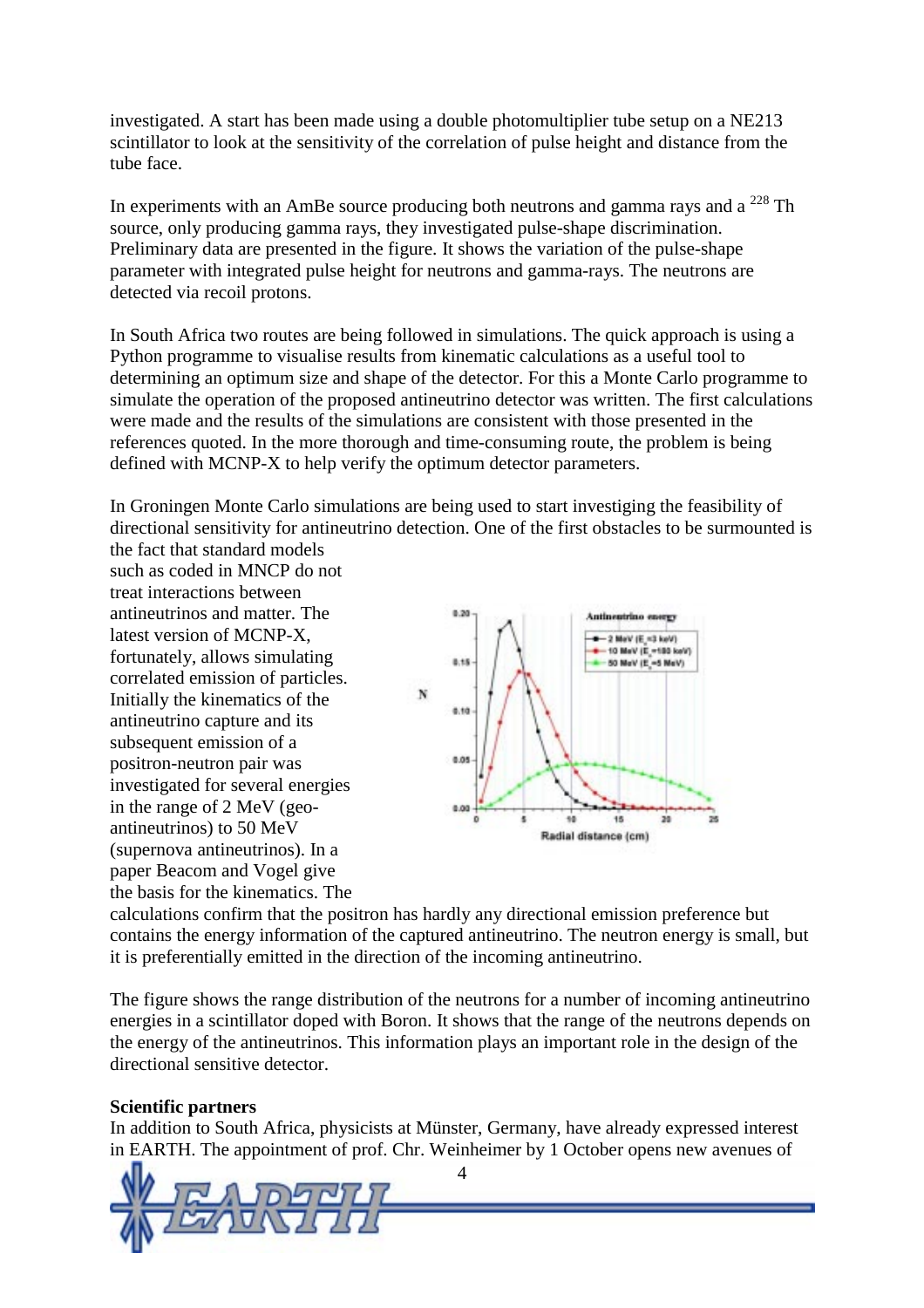investigated. A start has been made using a double photomultiplier tube setup on a NE213 scintillator to look at the sensitivity of the correlation of pulse height and distance from the tube face.

In experiments with an AmBe source producing both neutrons and gamma rays and a $^{228}$Th source, only producing gamma rays, they investigated pulse-shape discrimination. Preliminary data are presented in the figure. It shows the variation of the pulse-shape parameter with integrated pulse height for neutrons and gamma-rays. The neutrons are detected via recoil protons.

In South Africa two routes are being followed in simulations. The quick approach is using a Python programme to visualise results from kinematic calculations as a useful tool to determining an optimum size and shape of the detector. For this a Monte Carlo programme to simulate the operation of the proposed antineutrino detector was written. The first calculations were made and the results of the simulations are consistent with those presented in the references quoted. In the more thorough and time-consuming route, the problem is being defined with MCNP-X to help verify the optimum detector parameters.

In Groningen Monte Carlo simulations are being used to start investiging the feasibility of directional sensitivity for antineutrino detection. One of the first obstacles to be surmounted is the fact that standard models such as coded in MNCP do not treat interactions between antineutrinos and matter. The latest version of MCNP-X, fortunately, allows simulating correlated emission of particles. Initially the kinematics of the antineutrino capture and its subsequent emission of a positron-neutron pair was investigated for several energies in the range of 2 MeV (geo-antineutrinos) to 50 MeV (supernova antineutrinos). In a paper Beacom and Vogel give the basis for the kinematics. The calculations confirm that the positron has hardly any directional emission preference but contains the energy information of the captured antineutrino. The neutron energy is small, but it is preferentially emitted in the direction of the incoming antineutrino.

The figure shows the range distribution of the neutrons for a number of incoming antineutrino energies in a scintillator doped with Boron. It shows that the range of the neutrons depends on the energy of the antineutrinos. This information plays an important role in the design of the directional sensitive detector.

**Scientific partners**

In addition to South Africa, physicists at Münster, Germany, have already expressed interest in EARTH. The appointment of prof. Chr. Weinheimer by 1 October opens new avenues of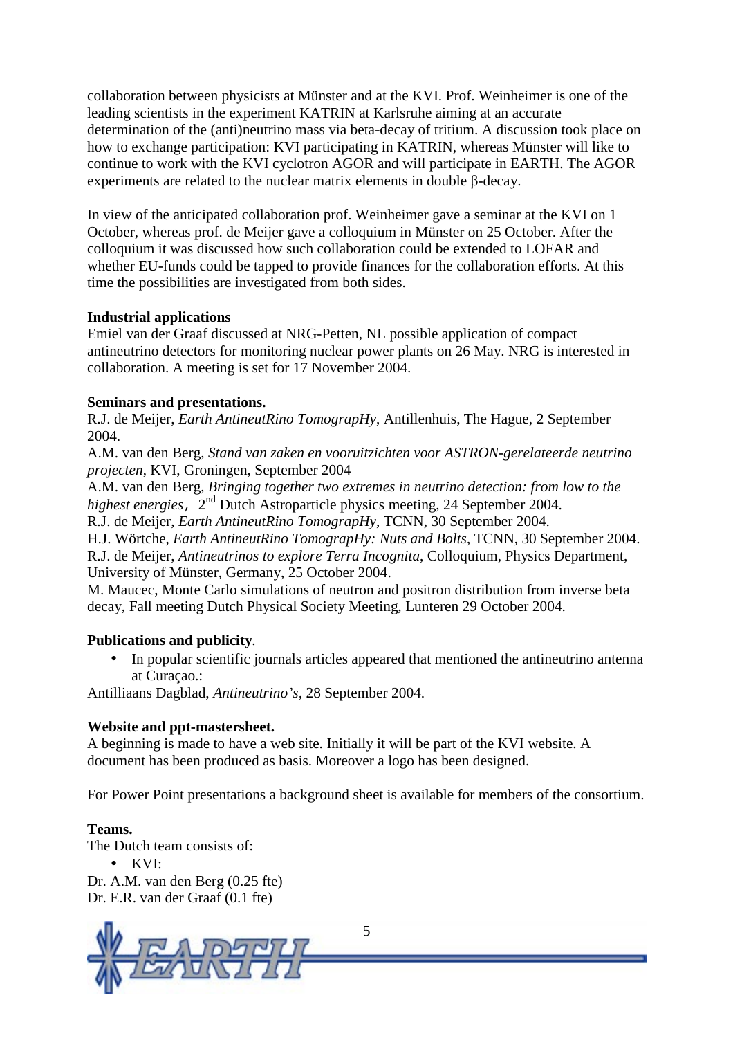collaboration between physicists at Münster and at the KVI. Prof. Weinheimer is one of the leading scientists in the experiment KATRIN at Karlsruhe aiming at an accurate determination of the (anti)neutrino mass via beta-decay of tritium. A discussion took place on how to exchange participation: KVI participating in KATRIN, whereas Münster will like to continue to work with the KVI cyclotron AGOR and will participate in EARTH. The AGOR experiments are related to the nuclear matrix elements in double β-decay.

In view of the anticipated collaboration prof. Weinheimer gave a seminar at the KVI on 1 October, whereas prof. de Meijer gave a colloquium in Münster on 25 October. After the colloquium it was discussed how such collaboration could be extended to LOFAR and whether EU-funds could be tapped to provide finances for the collaboration efforts. At this time the possibilities are investigated from both sides.

**Industrial applications**

Emiel van der Graaf discussed at NRG-Petten, NL possible application of compact antineutrino detectors for monitoring nuclear power plants on 26 May. NRG is interested in collaboration. A meeting is set for 17 November 2004.

**Seminars and presentations.**

R.J. de Meijer, *Earth AntineutRino TomograpHy*, Antillenhuis, The Hague, 2 September 2004.
A.M. van den Berg, *Stand van zaken en vooruitzichten voor ASTRON-gerelateerde neutrino projecten*, KVI, Groningen, September 2004
A.M. van den Berg, *Bringing together two extremes in neutrino detection: from low to the highest energies*, 2nd Dutch Astroparticle physics meeting, 24 September 2004.
R.J. de Meijer, *Earth AntineutRino TomograpHy*, TCNN, 30 September 2004.
H.J. Wörtche, *Earth AntineutRino TomograpHy: Nuts and Bolts*, TCNN, 30 September 2004.
R.J. de Meijer, *Antineutrinos to explore Terra Incognita*, Colloquium, Physics Department, University of Münster, Germany, 25 October 2004.
M. Maucec, Monte Carlo simulations of neutron and positron distribution from inverse beta decay, Fall meeting Dutch Physical Society Meeting, Lunteren 29 October 2004.

**Publications and publicity**.

- In popular scientific journals articles appeared that mentioned the antineutrino antenna at Curaçao.:

Antilliaans Dagblad, *Antineutrino's*, 28 September 2004.

**Website and ppt-mastersheet.**

A beginning is made to have a web site. Initially it will be part of the KVI website. A document has been produced as basis. Moreover a logo has been designed.

For Power Point presentations a background sheet is available for members of the consortium.

**Teams.**

The Dutch team consists of:

- KVI:

Dr. A.M. van den Berg (0.25 fte)
Dr. E.R. van der Graaf (0.1 fte)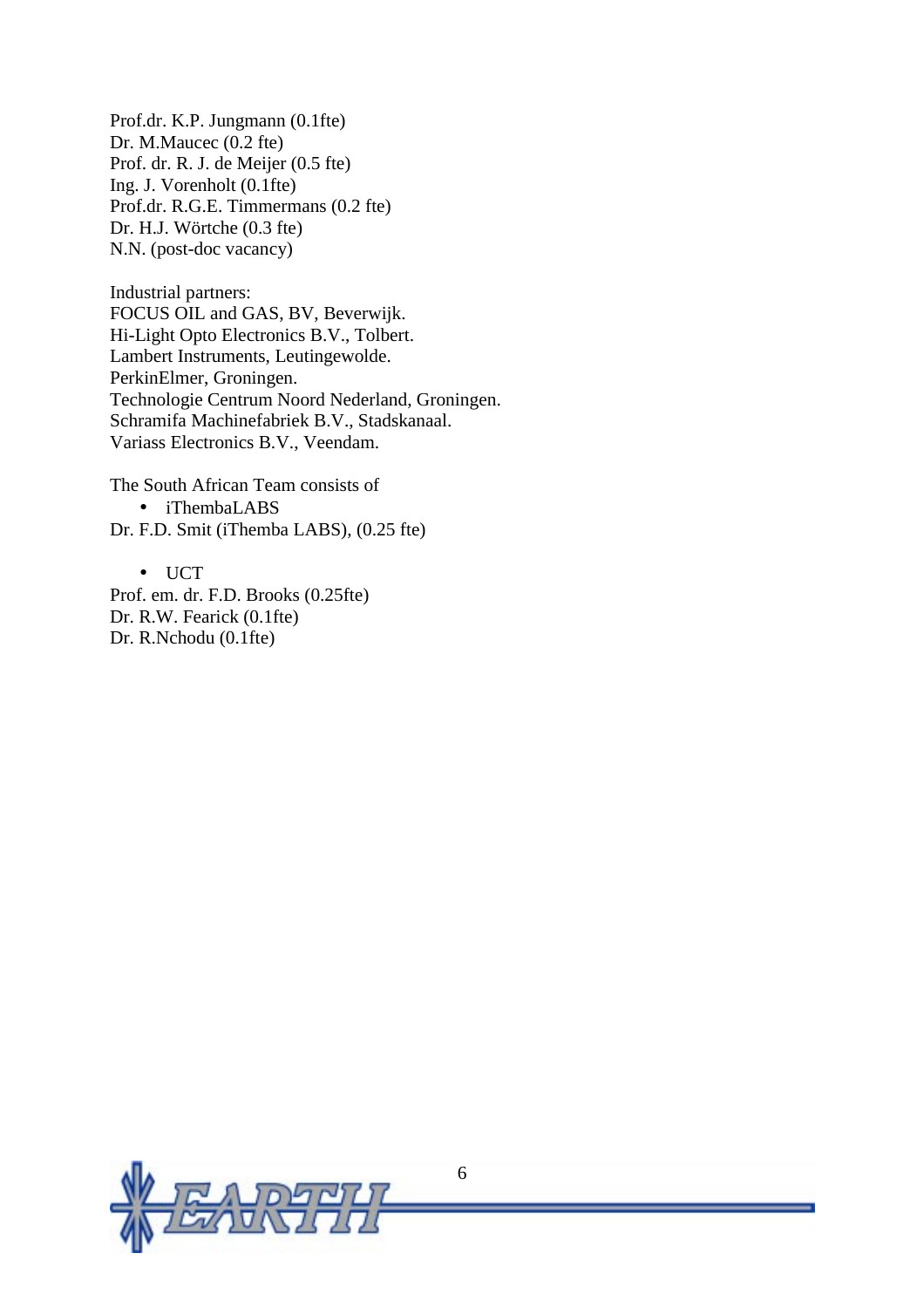Prof.dr. K.P. Jungmann (0.1fte)
Dr. M.Maucec (0.2 fte)
Prof. dr. R. J. de Meijer (0.5 fte)
Ing. J. Vorenholt (0.1fte)
Prof.dr. R.G.E. Timmermans (0.2 fte)
Dr. H.J. Wörtche (0.3 fte)
N.N. (post-doc vacancy)

Industrial partners:
FOCUS OIL and GAS, BV, Beverwijk.
Hi-Light Opto Electronics B.V., Tolbert.
Lambert Instruments, Leutingewolde.
PerkinElmer, Groningen.
Technologie Centrum Noord Nederland, Groningen.
Schramifa Machinefabriek B.V., Stadskanaal.
Variass Electronics B.V., Veendam.

The South African Team consists of

- iThembaLABS

Dr. F.D. Smit (iThemba LABS), (0.25 fte)

- UCT

Prof. em. dr. F.D. Brooks (0.25fte)
Dr. R.W. Fearick (0.1fte)
Dr. R.Nchodu (0.1fte)